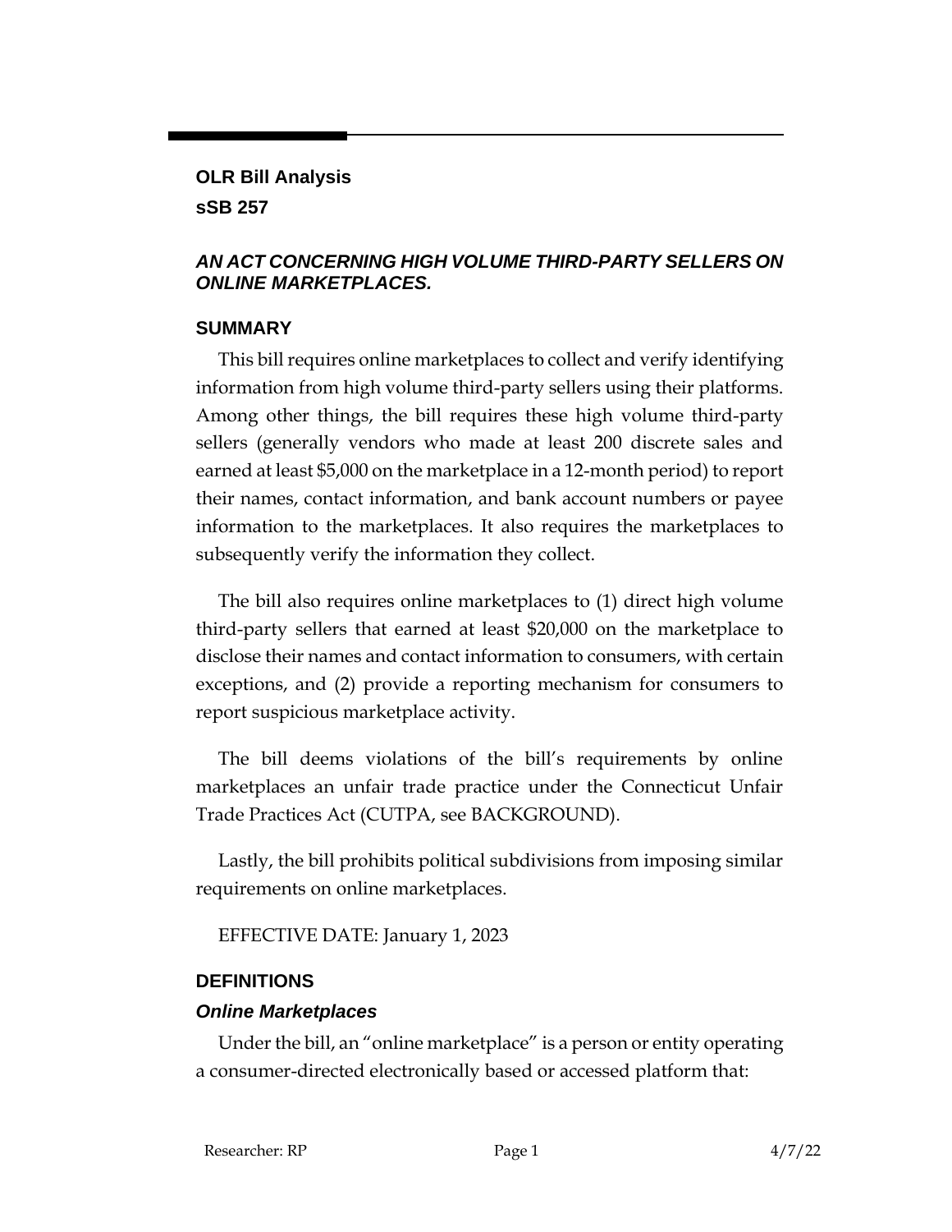**OLR Bill Analysis**

**sSB 257**

## *AN ACT CONCERNING HIGH VOLUME THIRD-PARTY SELLERS ON ONLINE MARKETPLACES.*

## SUMMARY

This bill requires online marketplaces to collect and verify identifying information from high volume third-party sellers using their platforms. Among other things, the bill requires these high volume third-party sellers (generally vendors who made at least 200 discrete sales and earned at least $5,000 on the marketplace in a 12-month period) to report their names, contact information, and bank account numbers or payee information to the marketplaces. It also requires the marketplaces to subsequently verify the information they collect.

The bill also requires online marketplaces to (1) direct high volume third-party sellers that earned at least $20,000 on the marketplace to disclose their names and contact information to consumers, with certain exceptions, and (2) provide a reporting mechanism for consumers to report suspicious marketplace activity.

The bill deems violations of the bill's requirements by online marketplaces an unfair trade practice under the Connecticut Unfair Trade Practices Act (CUTPA, see BACKGROUND).

Lastly, the bill prohibits political subdivisions from imposing similar requirements on online marketplaces.

EFFECTIVE DATE: January 1, 2023

## DEFINITIONS

### *Online Marketplaces*

Under the bill, an "online marketplace" is a person or entity operating a consumer-directed electronically based or accessed platform that: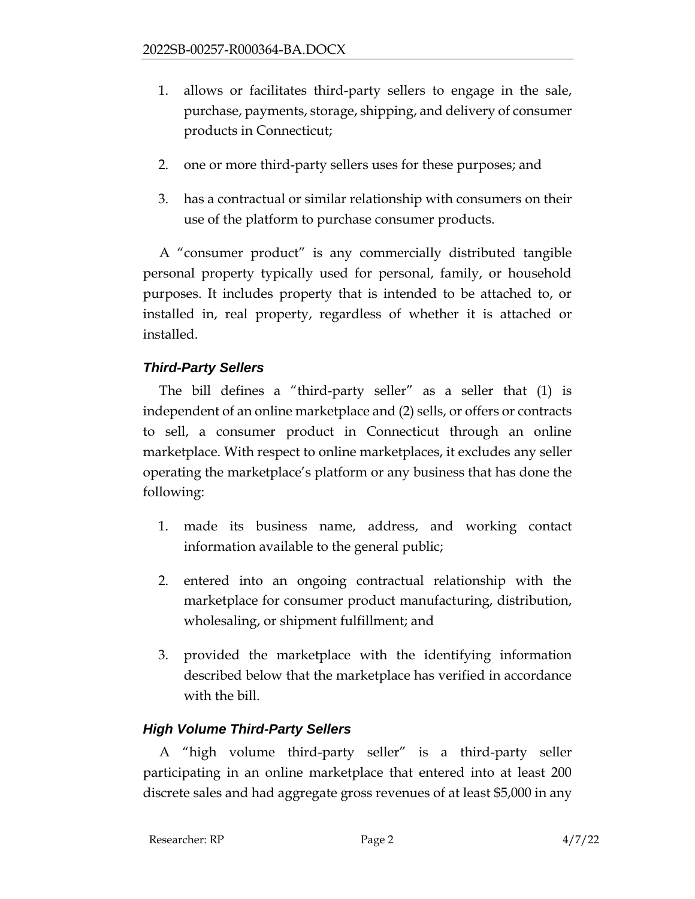1. allows or facilitates third-party sellers to engage in the sale, purchase, payments, storage, shipping, and delivery of consumer products in Connecticut;
2. one or more third-party sellers uses for these purposes; and
3. has a contractual or similar relationship with consumers on their use of the platform to purchase consumer products.

A "consumer product" is any commercially distributed tangible personal property typically used for personal, family, or household purposes. It includes property that is intended to be attached to, or installed in, real property, regardless of whether it is attached or installed.

### *Third-Party Sellers*

The bill defines a "third-party seller" as a seller that (1) is independent of an online marketplace and (2) sells, or offers or contracts to sell, a consumer product in Connecticut through an online marketplace. With respect to online marketplaces, it excludes any seller operating the marketplace's platform or any business that has done the following:

1. made its business name, address, and working contact information available to the general public;
2. entered into an ongoing contractual relationship with the marketplace for consumer product manufacturing, distribution, wholesaling, or shipment fulfillment; and
3. provided the marketplace with the identifying information described below that the marketplace has verified in accordance with the bill.

### *High Volume Third-Party Sellers*

A "high volume third-party seller" is a third-party seller participating in an online marketplace that entered into at least 200 discrete sales and had aggregate gross revenues of at least $5,000 in any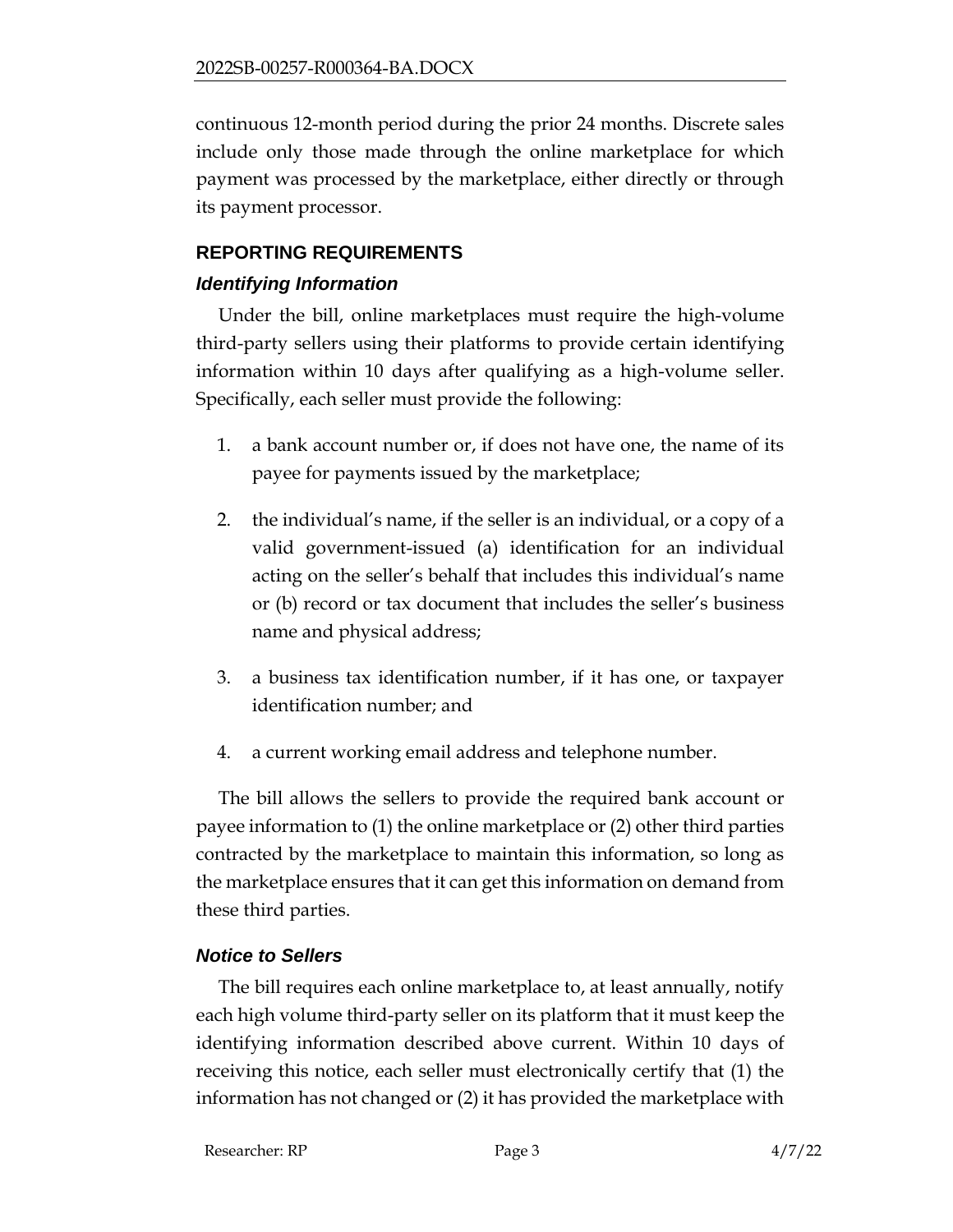continuous 12-month period during the prior 24 months. Discrete sales include only those made through the online marketplace for which payment was processed by the marketplace, either directly or through its payment processor.

## REPORTING REQUIREMENTS

### *Identifying Information*

Under the bill, online marketplaces must require the high-volume third-party sellers using their platforms to provide certain identifying information within 10 days after qualifying as a high-volume seller. Specifically, each seller must provide the following:

1. a bank account number or, if does not have one, the name of its payee for payments issued by the marketplace;
2. the individual's name, if the seller is an individual, or a copy of a valid government-issued (a) identification for an individual acting on the seller's behalf that includes this individual's name or (b) record or tax document that includes the seller's business name and physical address;
3. a business tax identification number, if it has one, or taxpayer identification number; and
4. a current working email address and telephone number.

The bill allows the sellers to provide the required bank account or payee information to (1) the online marketplace or (2) other third parties contracted by the marketplace to maintain this information, so long as the marketplace ensures that it can get this information on demand from these third parties.

### *Notice to Sellers*

The bill requires each online marketplace to, at least annually, notify each high volume third-party seller on its platform that it must keep the identifying information described above current. Within 10 days of receiving this notice, each seller must electronically certify that (1) the information has not changed or (2) it has provided the marketplace with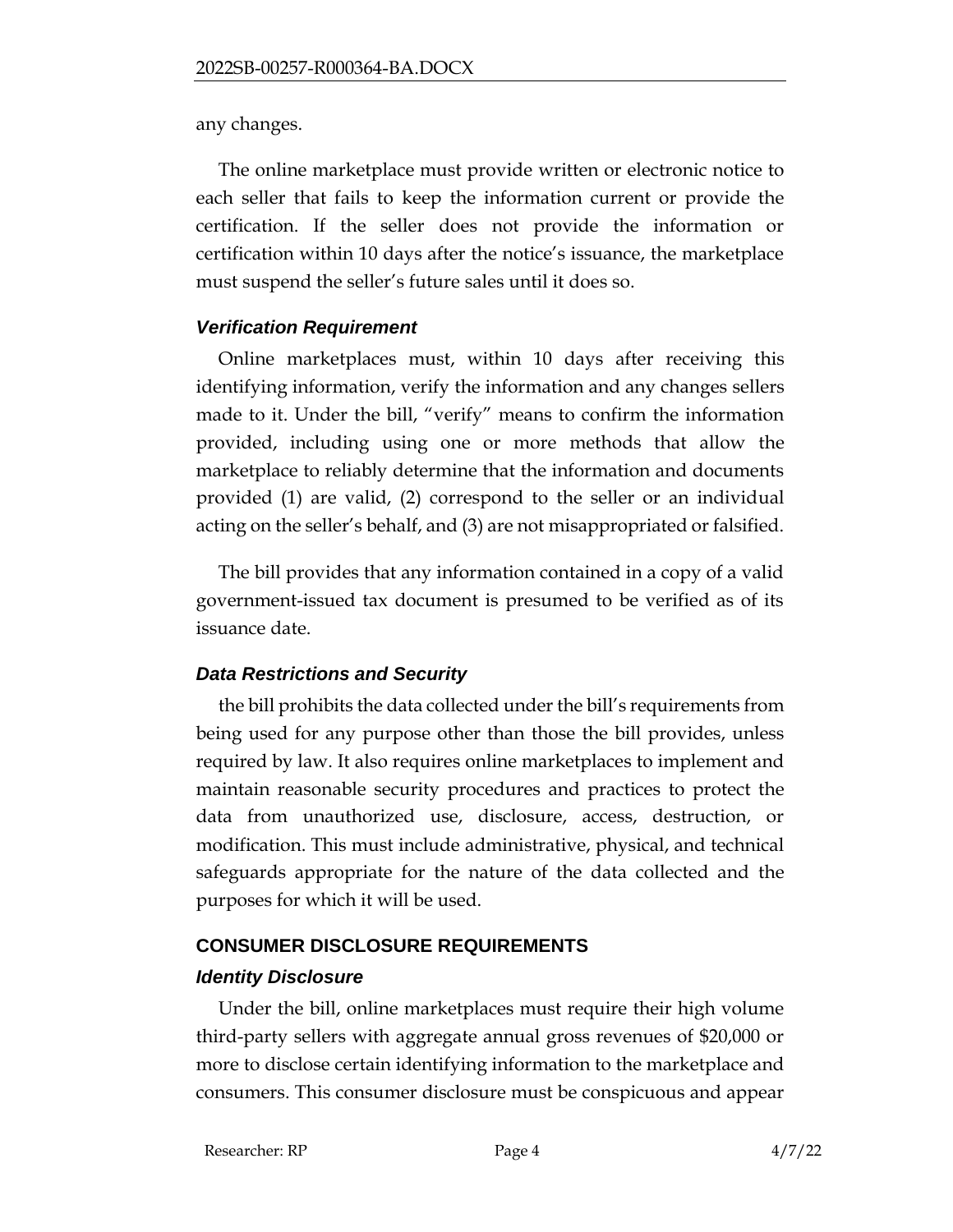any changes.

The online marketplace must provide written or electronic notice to each seller that fails to keep the information current or provide the certification. If the seller does not provide the information or certification within 10 days after the notice's issuance, the marketplace must suspend the seller's future sales until it does so.

### *Verification Requirement*

Online marketplaces must, within 10 days after receiving this identifying information, verify the information and any changes sellers made to it. Under the bill, "verify" means to confirm the information provided, including using one or more methods that allow the marketplace to reliably determine that the information and documents provided (1) are valid, (2) correspond to the seller or an individual acting on the seller's behalf, and (3) are not misappropriated or falsified.

The bill provides that any information contained in a copy of a valid government-issued tax document is presumed to be verified as of its issuance date.

### *Data Restrictions and Security*

the bill prohibits the data collected under the bill's requirements from being used for any purpose other than those the bill provides, unless required by law. It also requires online marketplaces to implement and maintain reasonable security procedures and practices to protect the data from unauthorized use, disclosure, access, destruction, or modification. This must include administrative, physical, and technical safeguards appropriate for the nature of the data collected and the purposes for which it will be used.

## CONSUMER DISCLOSURE REQUIREMENTS

### *Identity Disclosure*

Under the bill, online marketplaces must require their high volume third-party sellers with aggregate annual gross revenues of $20,000 or more to disclose certain identifying information to the marketplace and consumers. This consumer disclosure must be conspicuous and appear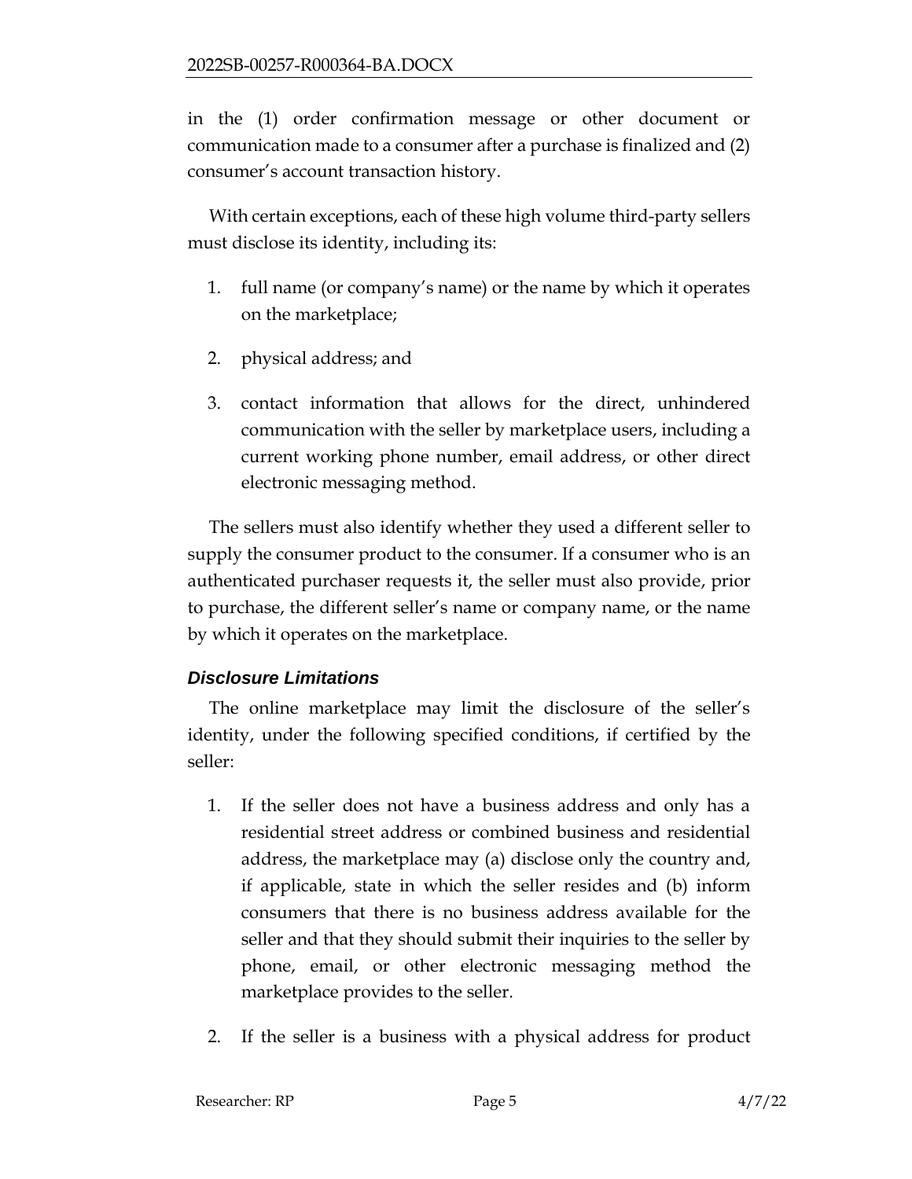in the (1) order confirmation message or other document or communication made to a consumer after a purchase is finalized and (2) consumer's account transaction history.

With certain exceptions, each of these high volume third-party sellers must disclose its identity, including its:

1. full name (or company's name) or the name by which it operates on the marketplace;
2. physical address; and
3. contact information that allows for the direct, unhindered communication with the seller by marketplace users, including a current working phone number, email address, or other direct electronic messaging method.

The sellers must also identify whether they used a different seller to supply the consumer product to the consumer. If a consumer who is an authenticated purchaser requests it, the seller must also provide, prior to purchase, the different seller's name or company name, or the name by which it operates on the marketplace.

### *Disclosure Limitations*

The online marketplace may limit the disclosure of the seller's identity, under the following specified conditions, if certified by the seller:

1. If the seller does not have a business address and only has a residential street address or combined business and residential address, the marketplace may (a) disclose only the country and, if applicable, state in which the seller resides and (b) inform consumers that there is no business address available for the seller and that they should submit their inquiries to the seller by phone, email, or other electronic messaging method the marketplace provides to the seller.
2. If the seller is a business with a physical address for product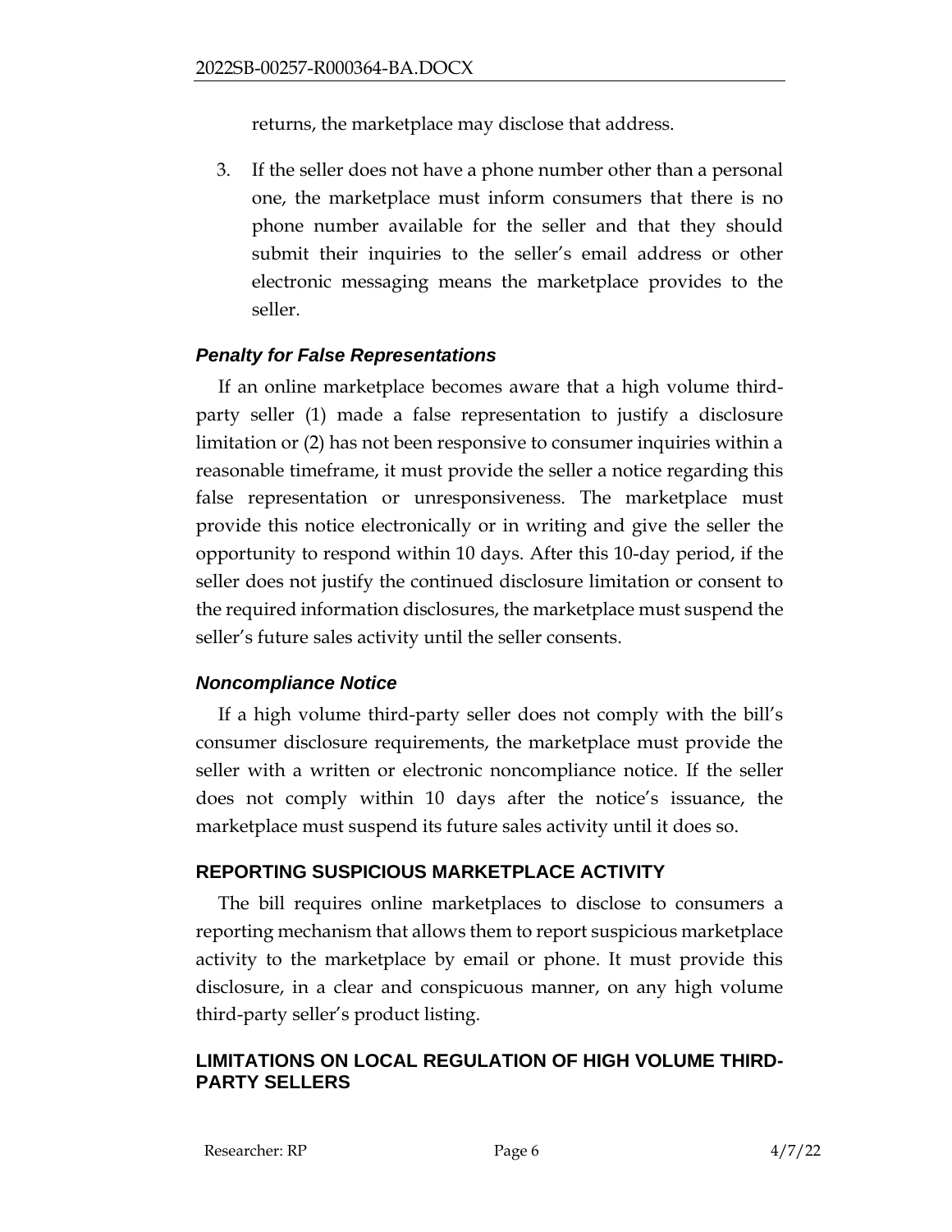returns, the marketplace may disclose that address.

3. If the seller does not have a phone number other than a personal one, the marketplace must inform consumers that there is no phone number available for the seller and that they should submit their inquiries to the seller's email address or other electronic messaging means the marketplace provides to the seller.

### *Penalty for False Representations*

If an online marketplace becomes aware that a high volume third-party seller (1) made a false representation to justify a disclosure limitation or (2) has not been responsive to consumer inquiries within a reasonable timeframe, it must provide the seller a notice regarding this false representation or unresponsiveness. The marketplace must provide this notice electronically or in writing and give the seller the opportunity to respond within 10 days. After this 10-day period, if the seller does not justify the continued disclosure limitation or consent to the required information disclosures, the marketplace must suspend the seller's future sales activity until the seller consents.

### *Noncompliance Notice*

If a high volume third-party seller does not comply with the bill's consumer disclosure requirements, the marketplace must provide the seller with a written or electronic noncompliance notice. If the seller does not comply within 10 days after the notice's issuance, the marketplace must suspend its future sales activity until it does so.

## REPORTING SUSPICIOUS MARKETPLACE ACTIVITY

The bill requires online marketplaces to disclose to consumers a reporting mechanism that allows them to report suspicious marketplace activity to the marketplace by email or phone. It must provide this disclosure, in a clear and conspicuous manner, on any high volume third-party seller's product listing.

## LIMITATIONS ON LOCAL REGULATION OF HIGH VOLUME THIRD-PARTY SELLERS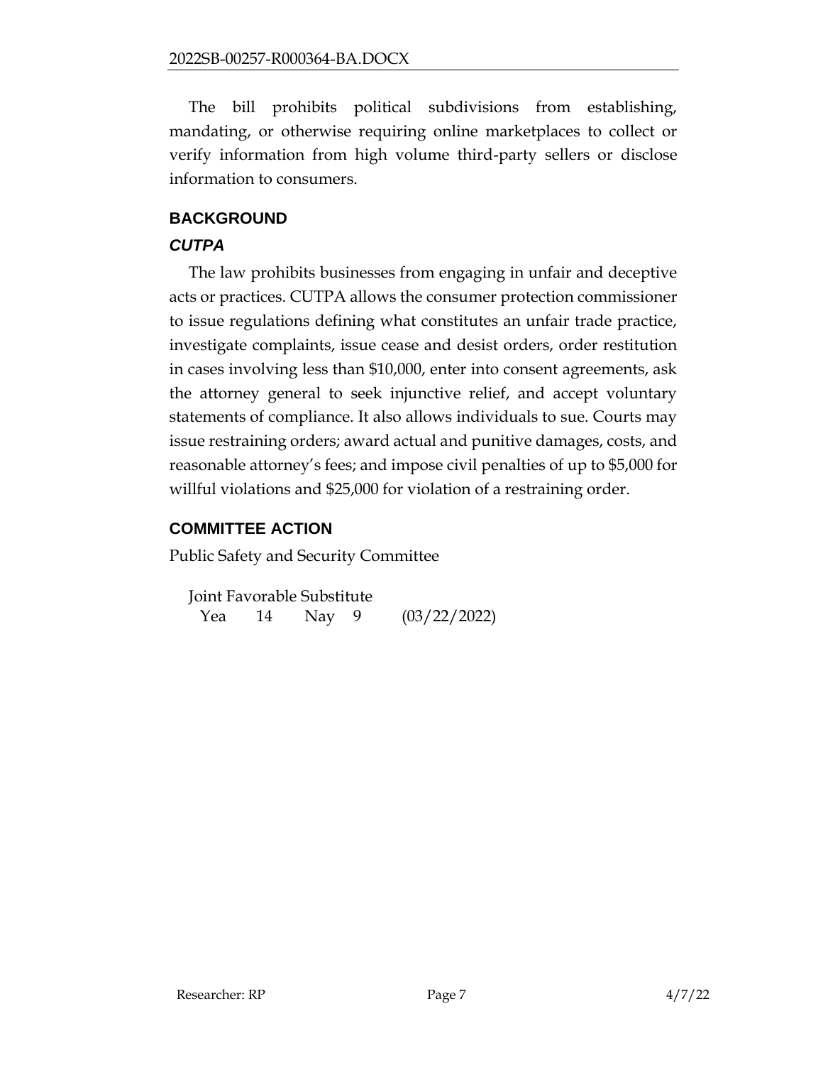The bill prohibits political subdivisions from establishing, mandating, or otherwise requiring online marketplaces to collect or verify information from high volume third-party sellers or disclose information to consumers.

## BACKGROUND

### *CUTPA*

The law prohibits businesses from engaging in unfair and deceptive acts or practices. CUTPA allows the consumer protection commissioner to issue regulations defining what constitutes an unfair trade practice, investigate complaints, issue cease and desist orders, order restitution in cases involving less than $10,000, enter into consent agreements, ask the attorney general to seek injunctive relief, and accept voluntary statements of compliance. It also allows individuals to sue. Courts may issue restraining orders; award actual and punitive damages, costs, and reasonable attorney's fees; and impose civil penalties of up to $5,000 for willful violations and $25,000 for violation of a restraining order.

## COMMITTEE ACTION

Public Safety and Security Committee

Joint Favorable Substitute
Yea 14 Nay 9 (03/22/2022)